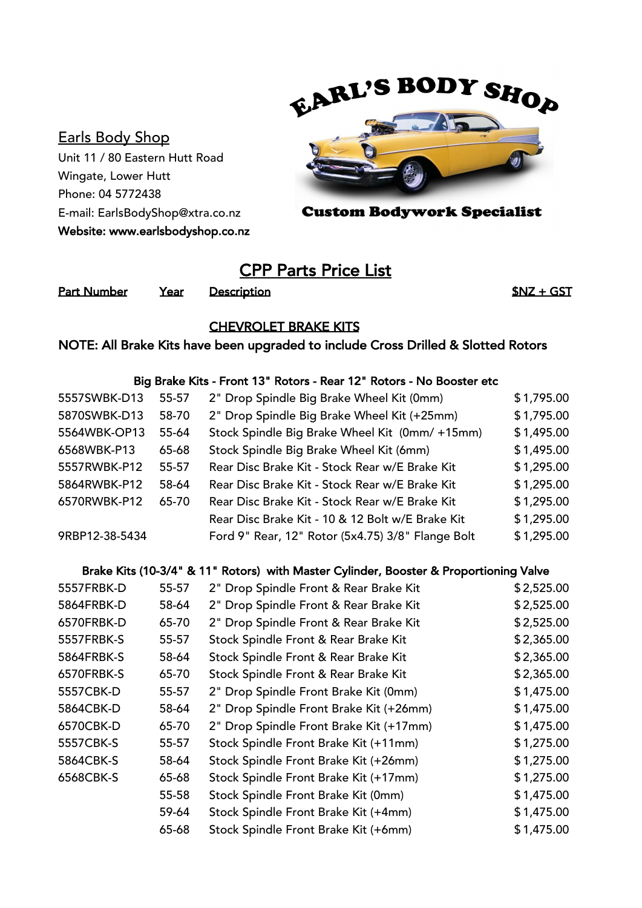Earls Body Shop
Unit 11 / 80 Eastern Hutt Road
Wingate, Lower Hutt
Phone: 04 5772438
E-mail: EarlsBodyShop@xtra.co.nz
**Website: www.earlsbodyshop.co.nz**

EARL'S BODY SHOP
**Custom Bodywork Specialist**

# CPP Parts Price List

## CHEVROLET BRAKE KITS

**NOTE: All Brake Kits have been upgraded to include Cross Drilled & Slotted Rotors**

**Big Brake Kits - Front 13" Rotors - Rear 12" Rotors - No Booster etc**

| Part Number | Year | Description | $NZ + GST |
|---|---|---|---|
| 5557SWBK-D13 | 55-57 | 2" Drop Spindle Big Brake Wheel Kit (0mm) | $1,795.00 |
| 5870SWBK-D13 | 58-70 | 2" Drop Spindle Big Brake Wheel Kit (+25mm) | $1,795.00 |
| 5564WBK-OP13 | 55-64 | Stock Spindle Big Brake Wheel Kit (0mm/ +15mm) | $1,495.00 |
| 6568WBK-P13 | 65-68 | Stock Spindle Big Brake Wheel Kit (6mm) | $1,495.00 |
| 5557RWBK-P12 | 55-57 | Rear Disc Brake Kit - Stock Rear w/E Brake Kit | $1,295.00 |
| 5864RWBK-P12 | 58-64 | Rear Disc Brake Kit - Stock Rear w/E Brake Kit | $1,295.00 |
| 6570RWBK-P12 | 65-70 | Rear Disc Brake Kit - Stock Rear w/E Brake Kit | $1,295.00 |
| | | Rear Disc Brake Kit - 10 & 12 Bolt w/E Brake Kit | $1,295.00 |
| 9RBP12-38-5434 | | Ford 9" Rear, 12" Rotor (5x4.75) 3/8" Flange Bolt | $1,295.00 |

**Brake Kits (10-3/4" & 11" Rotors) with Master Cylinder, Booster & Proportioning Valve**

| Part Number | Year | Description | $NZ + GST |
|---|---|---|---|
| 5557FRBK-D | 55-57 | 2" Drop Spindle Front & Rear Brake Kit | $2,525.00 |
| 5864FRBK-D | 58-64 | 2" Drop Spindle Front & Rear Brake Kit | $2,525.00 |
| 6570FRBK-D | 65-70 | 2" Drop Spindle Front & Rear Brake Kit | $2,525.00 |
| 5557FRBK-S | 55-57 | Stock Spindle Front & Rear Brake Kit | $2,365.00 |
| 5864FRBK-S | 58-64 | Stock Spindle Front & Rear Brake Kit | $2,365.00 |
| 6570FRBK-S | 65-70 | Stock Spindle Front & Rear Brake Kit | $2,365.00 |
| 5557CBK-D | 55-57 | 2" Drop Spindle Front Brake Kit (0mm) | $1,475.00 |
| 5864CBK-D | 58-64 | 2" Drop Spindle Front Brake Kit (+26mm) | $1,475.00 |
| 6570CBK-D | 65-70 | 2" Drop Spindle Front Brake Kit (+17mm) | $1,475.00 |
| 5557CBK-S | 55-57 | Stock Spindle Front Brake Kit (+11mm) | $1,275.00 |
| 5864CBK-S | 58-64 | Stock Spindle Front Brake Kit (+26mm) | $1,275.00 |
| 6568CBK-S | 65-68 | Stock Spindle Front Brake Kit (+17mm) | $1,275.00 |
| | 55-58 | Stock Spindle Front Brake Kit (0mm) | $1,475.00 |
| | 59-64 | Stock Spindle Front Brake Kit (+4mm) | $1,475.00 |
| | 65-68 | Stock Spindle Front Brake Kit (+6mm) | $1,475.00 |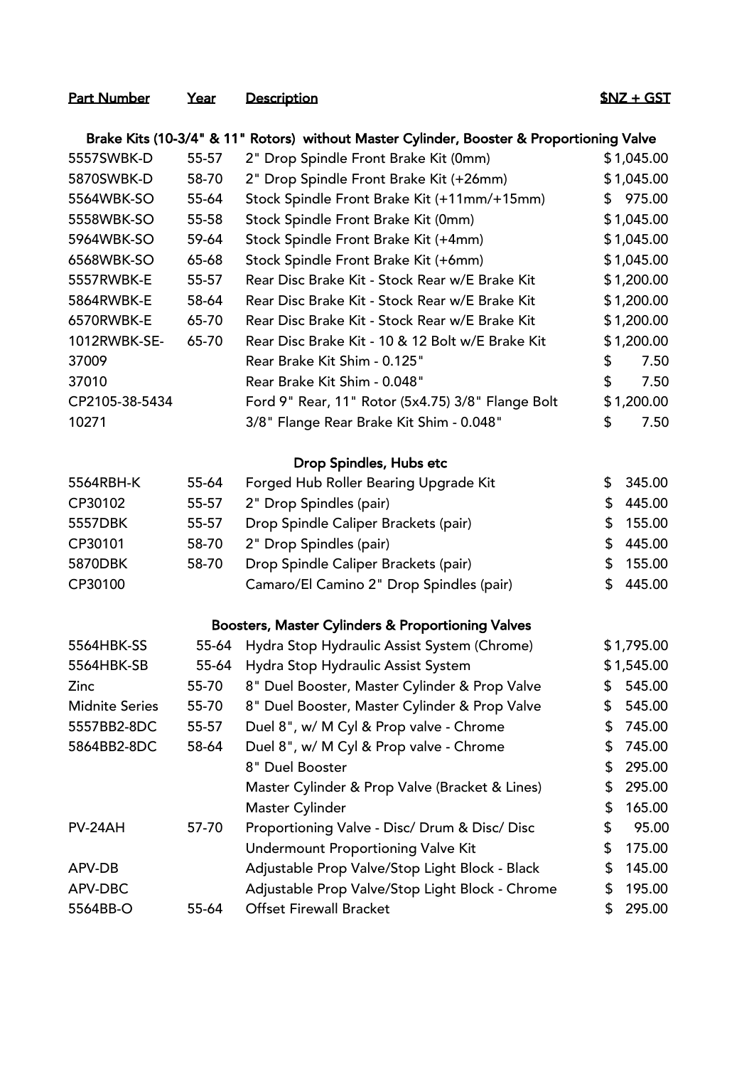| Part Number | Year | Description | $NZ + GST |
|---|---|---|---|
| **Brake Kits (10-3/4" & 11" Rotors) without Master Cylinder, Booster & Proportioning Valve** | | | |
| 5557SWBK-D | 55-57 | 2" Drop Spindle Front Brake Kit (0mm) | $1,045.00 |
| 5870SWBK-D | 58-70 | 2" Drop Spindle Front Brake Kit (+26mm) | $1,045.00 |
| 5564WBK-SO | 55-64 | Stock Spindle Front Brake Kit (+11mm/+15mm) | $ 975.00 |
| 5558WBK-SO | 55-58 | Stock Spindle Front Brake Kit (0mm) | $1,045.00 |
| 5964WBK-SO | 59-64 | Stock Spindle Front Brake Kit (+4mm) | $1,045.00 |
| 6568WBK-SO | 65-68 | Stock Spindle Front Brake Kit (+6mm) | $1,045.00 |
| 5557RWBK-E | 55-57 | Rear Disc Brake Kit - Stock Rear w/E Brake Kit | $1,200.00 |
| 5864RWBK-E | 58-64 | Rear Disc Brake Kit - Stock Rear w/E Brake Kit | $1,200.00 |
| 6570RWBK-E | 65-70 | Rear Disc Brake Kit - Stock Rear w/E Brake Kit | $1,200.00 |
| 1012RWBK-SE- | 65-70 | Rear Disc Brake Kit - 10 & 12 Bolt w/E Brake Kit | $1,200.00 |
| 37009 | | Rear Brake Kit Shim - 0.125" | $ 7.50 |
| 37010 | | Rear Brake Kit Shim - 0.048" | $ 7.50 |
| CP2105-38-5434 | | Ford 9" Rear, 11" Rotor (5x4.75) 3/8" Flange Bolt | $1,200.00 |
| 10271 | | 3/8" Flange Rear Brake Kit Shim - 0.048" | $ 7.50 |
| **Drop Spindles, Hubs etc** | | | |
| 5564RBH-K | 55-64 | Forged Hub Roller Bearing Upgrade Kit | $ 345.00 |
| CP30102 | 55-57 | 2" Drop Spindles (pair) | $ 445.00 |
| 5557DBK | 55-57 | Drop Spindle Caliper Brackets (pair) | $ 155.00 |
| CP30101 | 58-70 | 2" Drop Spindles (pair) | $ 445.00 |
| 5870DBK | 58-70 | Drop Spindle Caliper Brackets (pair) | $ 155.00 |
| CP30100 | | Camaro/El Camino 2" Drop Spindles (pair) | $ 445.00 |
| **Boosters, Master Cylinders & Proportioning Valves** | | | |
| 5564HBK-SS | 55-64 | Hydra Stop Hydraulic Assist System (Chrome) | $1,795.00 |
| 5564HBK-SB | 55-64 | Hydra Stop Hydraulic Assist System | $1,545.00 |
| Zinc | 55-70 | 8" Duel Booster, Master Cylinder & Prop Valve | $ 545.00 |
| Midnite Series | 55-70 | 8" Duel Booster, Master Cylinder & Prop Valve | $ 545.00 |
| 5557BB2-8DC | 55-57 | Duel 8", w/ M Cyl & Prop valve - Chrome | $ 745.00 |
| 5864BB2-8DC | 58-64 | Duel 8", w/ M Cyl & Prop valve - Chrome | $ 745.00 |
| | | 8" Duel Booster | $ 295.00 |
| | | Master Cylinder & Prop Valve (Bracket & Lines) | $ 295.00 |
| | | Master Cylinder | $ 165.00 |
| PV-24AH | 57-70 | Proportioning Valve - Disc/ Drum & Disc/ Disc | $ 95.00 |
| | | Undermount Proportioning Valve Kit | $ 175.00 |
| APV-DB | | Adjustable Prop Valve/Stop Light Block - Black | $ 145.00 |
| APV-DBC | | Adjustable Prop Valve/Stop Light Block - Chrome | $ 195.00 |
| 5564BB-O | 55-64 | Offset Firewall Bracket | $ 295.00 |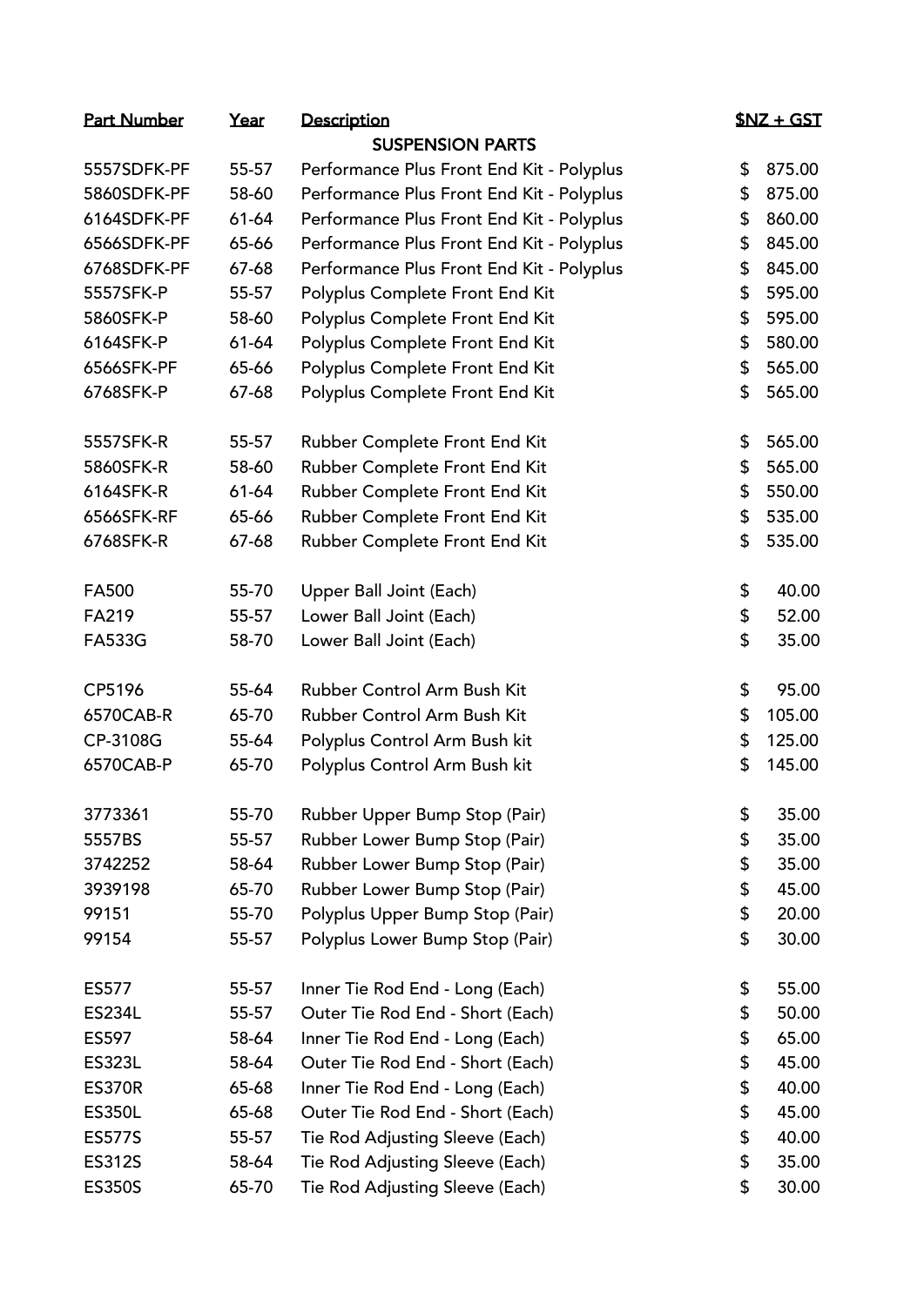| Part Number | Year | Description | $NZ + GST |
|---|---|---|---|
| | | **SUSPENSION PARTS** | |
| 5557SDFK-PF | 55-57 | Performance Plus Front End Kit - Polyplus | $ 875.00 |
| 5860SDFK-PF | 58-60 | Performance Plus Front End Kit - Polyplus | $ 875.00 |
| 6164SDFK-PF | 61-64 | Performance Plus Front End Kit - Polyplus | $ 860.00 |
| 6566SDFK-PF | 65-66 | Performance Plus Front End Kit - Polyplus | $ 845.00 |
| 6768SDFK-PF | 67-68 | Performance Plus Front End Kit - Polyplus | $ 845.00 |
| 5557SFK-P | 55-57 | Polyplus Complete Front End Kit | $ 595.00 |
| 5860SFK-P | 58-60 | Polyplus Complete Front End Kit | $ 595.00 |
| 6164SFK-P | 61-64 | Polyplus Complete Front End Kit | $ 580.00 |
| 6566SFK-PF | 65-66 | Polyplus Complete Front End Kit | $ 565.00 |
| 6768SFK-P | 67-68 | Polyplus Complete Front End Kit | $ 565.00 |
| | | | |
| 5557SFK-R | 55-57 | Rubber Complete Front End Kit | $ 565.00 |
| 5860SFK-R | 58-60 | Rubber Complete Front End Kit | $ 565.00 |
| 6164SFK-R | 61-64 | Rubber Complete Front End Kit | $ 550.00 |
| 6566SFK-RF | 65-66 | Rubber Complete Front End Kit | $ 535.00 |
| 6768SFK-R | 67-68 | Rubber Complete Front End Kit | $ 535.00 |
| | | | |
| FA500 | 55-70 | Upper Ball Joint (Each) | $ 40.00 |
| FA219 | 55-57 | Lower Ball Joint (Each) | $ 52.00 |
| FA533G | 58-70 | Lower Ball Joint (Each) | $ 35.00 |
| | | | |
| CP5196 | 55-64 | Rubber Control Arm Bush Kit | $ 95.00 |
| 6570CAB-R | 65-70 | Rubber Control Arm Bush Kit | $ 105.00 |
| CP-3108G | 55-64 | Polyplus Control Arm Bush kit | $ 125.00 |
| 6570CAB-P | 65-70 | Polyplus Control Arm Bush kit | $ 145.00 |
| | | | |
| 3773361 | 55-70 | Rubber Upper Bump Stop (Pair) | $ 35.00 |
| 5557BS | 55-57 | Rubber Lower Bump Stop (Pair) | $ 35.00 |
| 3742252 | 58-64 | Rubber Lower Bump Stop (Pair) | $ 35.00 |
| 3939198 | 65-70 | Rubber Lower Bump Stop (Pair) | $ 45.00 |
| 99151 | 55-70 | Polyplus Upper Bump Stop (Pair) | $ 20.00 |
| 99154 | 55-57 | Polyplus Lower Bump Stop (Pair) | $ 30.00 |
| | | | |
| ES577 | 55-57 | Inner Tie Rod End - Long (Each) | $ 55.00 |
| ES234L | 55-57 | Outer Tie Rod End - Short (Each) | $ 50.00 |
| ES597 | 58-64 | Inner Tie Rod End - Long (Each) | $ 65.00 |
| ES323L | 58-64 | Outer Tie Rod End - Short (Each) | $ 45.00 |
| ES370R | 65-68 | Inner Tie Rod End - Long (Each) | $ 40.00 |
| ES350L | 65-68 | Outer Tie Rod End - Short (Each) | $ 45.00 |
| ES577S | 55-57 | Tie Rod Adjusting Sleeve (Each) | $ 40.00 |
| ES312S | 58-64 | Tie Rod Adjusting Sleeve (Each) | $ 35.00 |
| ES350S | 65-70 | Tie Rod Adjusting Sleeve (Each) | $ 30.00 |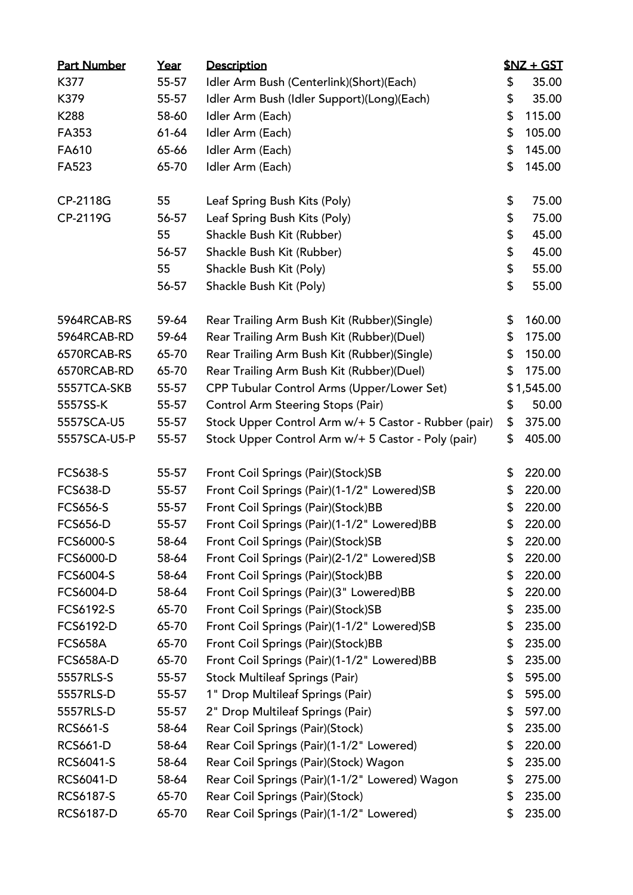| Part Number | Year | Description | $NZ + GST |
|---|---|---|---|
| K377 | 55-57 | Idler Arm Bush (Centerlink)(Short)(Each) | $ 35.00 |
| K379 | 55-57 | Idler Arm Bush (Idler Support)(Long)(Each) | $ 35.00 |
| K288 | 58-60 | Idler Arm (Each) | $ 115.00 |
| FA353 | 61-64 | Idler Arm (Each) | $ 105.00 |
| FA610 | 65-66 | Idler Arm (Each) | $ 145.00 |
| FA523 | 65-70 | Idler Arm (Each) | $ 145.00 |
| | | | |
| CP-2118G | 55 | Leaf Spring Bush Kits (Poly) | $ 75.00 |
| CP-2119G | 56-57 | Leaf Spring Bush Kits (Poly) | $ 75.00 |
| | 55 | Shackle Bush Kit (Rubber) | $ 45.00 |
| | 56-57 | Shackle Bush Kit (Rubber) | $ 45.00 |
| | 55 | Shackle Bush Kit (Poly) | $ 55.00 |
| | 56-57 | Shackle Bush Kit (Poly) | $ 55.00 |
| | | | |
| 5964RCAB-RS | 59-64 | Rear Trailing Arm Bush Kit (Rubber)(Single) | $ 160.00 |
| 5964RCAB-RD | 59-64 | Rear Trailing Arm Bush Kit (Rubber)(Duel) | $ 175.00 |
| 6570RCAB-RS | 65-70 | Rear Trailing Arm Bush Kit (Rubber)(Single) | $ 150.00 |
| 6570RCAB-RD | 65-70 | Rear Trailing Arm Bush Kit (Rubber)(Duel) | $ 175.00 |
| 5557TCA-SKB | 55-57 | CPP Tubular Control Arms (Upper/Lower Set) | $ 1,545.00 |
| 5557SS-K | 55-57 | Control Arm Steering Stops (Pair) | $ 50.00 |
| 5557SCA-U5 | 55-57 | Stock Upper Control Arm w/+ 5 Castor - Rubber (pair) | $ 375.00 |
| 5557SCA-U5-P | 55-57 | Stock Upper Control Arm w/+ 5 Castor - Poly (pair) | $ 405.00 |
| | | | |
| FCS638-S | 55-57 | Front Coil Springs (Pair)(Stock)SB | $ 220.00 |
| FCS638-D | 55-57 | Front Coil Springs (Pair)(1-1/2" Lowered)SB | $ 220.00 |
| FCS656-S | 55-57 | Front Coil Springs (Pair)(Stock)BB | $ 220.00 |
| FCS656-D | 55-57 | Front Coil Springs (Pair)(1-1/2" Lowered)BB | $ 220.00 |
| FCS6000-S | 58-64 | Front Coil Springs (Pair)(Stock)SB | $ 220.00 |
| FCS6000-D | 58-64 | Front Coil Springs (Pair)(2-1/2" Lowered)SB | $ 220.00 |
| FCS6004-S | 58-64 | Front Coil Springs (Pair)(Stock)BB | $ 220.00 |
| FCS6004-D | 58-64 | Front Coil Springs (Pair)(3" Lowered)BB | $ 220.00 |
| FCS6192-S | 65-70 | Front Coil Springs (Pair)(Stock)SB | $ 235.00 |
| FCS6192-D | 65-70 | Front Coil Springs (Pair)(1-1/2" Lowered)SB | $ 235.00 |
| FCS658A | 65-70 | Front Coil Springs (Pair)(Stock)BB | $ 235.00 |
| FCS658A-D | 65-70 | Front Coil Springs (Pair)(1-1/2" Lowered)BB | $ 235.00 |
| 5557RLS-S | 55-57 | Stock Multileaf Springs (Pair) | $ 595.00 |
| 5557RLS-D | 55-57 | 1" Drop Multileaf Springs (Pair) | $ 595.00 |
| 5557RLS-D | 55-57 | 2" Drop Multileaf Springs (Pair) | $ 597.00 |
| RCS661-S | 58-64 | Rear Coil Springs (Pair)(Stock) | $ 235.00 |
| RCS661-D | 58-64 | Rear Coil Springs (Pair)(1-1/2" Lowered) | $ 220.00 |
| RCS6041-S | 58-64 | Rear Coil Springs (Pair)(Stock) Wagon | $ 235.00 |
| RCS6041-D | 58-64 | Rear Coil Springs (Pair)(1-1/2" Lowered) Wagon | $ 275.00 |
| RCS6187-S | 65-70 | Rear Coil Springs (Pair)(Stock) | $ 235.00 |
| RCS6187-D | 65-70 | Rear Coil Springs (Pair)(1-1/2" Lowered) | $ 235.00 |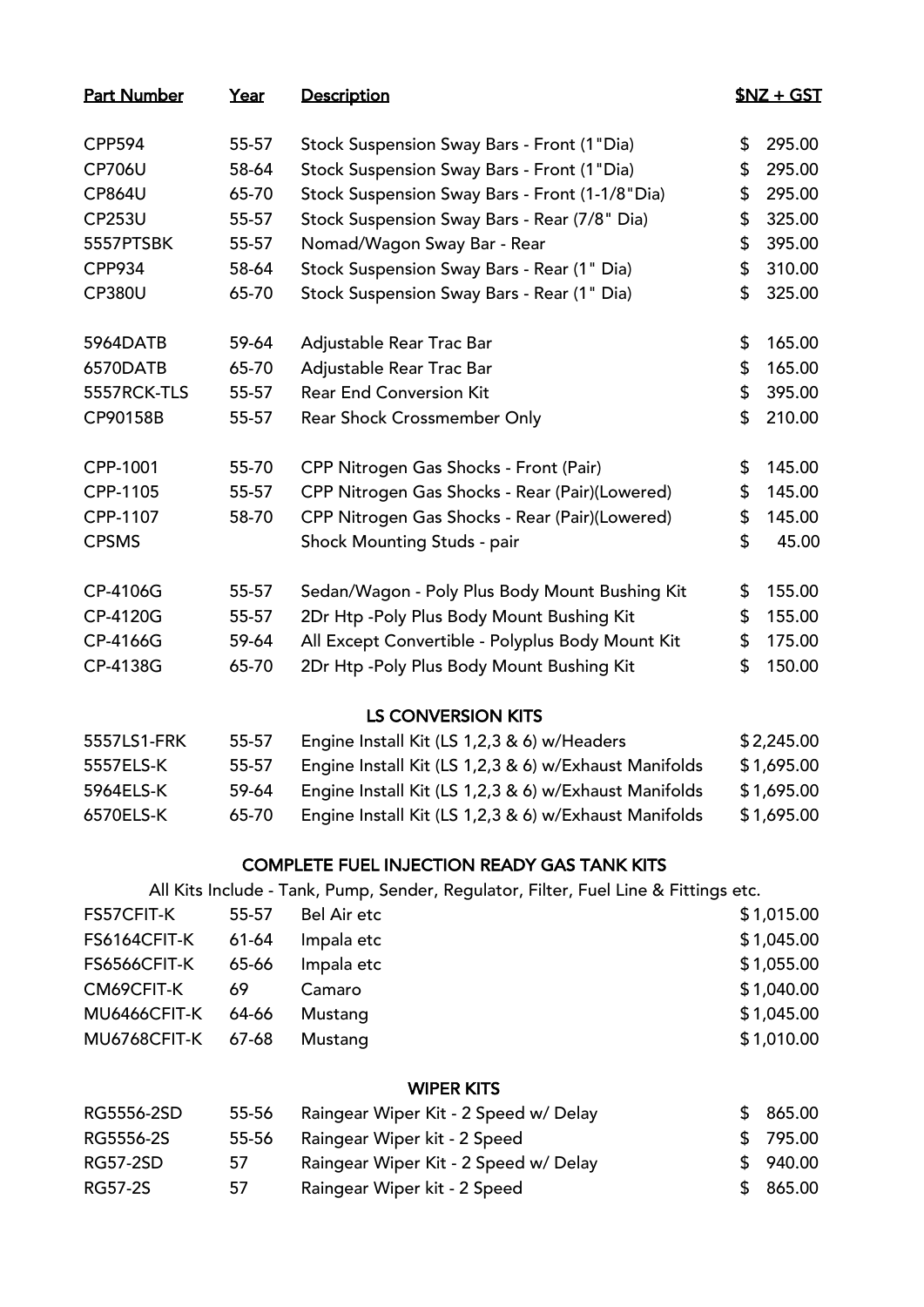| Part Number | Year | Description | $NZ + GST |
|---|---|---|---|
| CPP594 | 55-57 | Stock Suspension Sway Bars - Front (1"Dia) | $ 295.00 |
| CP706U | 58-64 | Stock Suspension Sway Bars - Front (1"Dia) | $ 295.00 |
| CP864U | 65-70 | Stock Suspension Sway Bars - Front (1-1/8"Dia) | $ 295.00 |
| CP253U | 55-57 | Stock Suspension Sway Bars - Rear (7/8" Dia) | $ 325.00 |
| 5557PTSBK | 55-57 | Nomad/Wagon Sway Bar - Rear | $ 395.00 |
| CPP934 | 58-64 | Stock Suspension Sway Bars - Rear (1" Dia) | $ 310.00 |
| CP380U | 65-70 | Stock Suspension Sway Bars - Rear (1" Dia) | $ 325.00 |
| 5964DATB | 59-64 | Adjustable Rear Trac Bar | $ 165.00 |
| 6570DATB | 65-70 | Adjustable Rear Trac Bar | $ 165.00 |
| 5557RCK-TLS | 55-57 | Rear End Conversion Kit | $ 395.00 |
| CP90158B | 55-57 | Rear Shock Crossmember Only | $ 210.00 |
| CPP-1001 | 55-70 | CPP Nitrogen Gas Shocks - Front (Pair) | $ 145.00 |
| CPP-1105 | 55-57 | CPP Nitrogen Gas Shocks - Rear (Pair)(Lowered) | $ 145.00 |
| CPP-1107 | 58-70 | CPP Nitrogen Gas Shocks - Rear (Pair)(Lowered) | $ 145.00 |
| CPSMS | | Shock Mounting Studs - pair | $ 45.00 |
| CP-4106G | 55-57 | Sedan/Wagon - Poly Plus Body Mount Bushing Kit | $ 155.00 |
| CP-4120G | 55-57 | 2Dr Htp -Poly Plus Body Mount Bushing Kit | $ 155.00 |
| CP-4166G | 59-64 | All Except Convertible - Polyplus Body Mount Kit | $ 175.00 |
| CP-4138G | 65-70 | 2Dr Htp -Poly Plus Body Mount Bushing Kit | $ 150.00 |

## LS CONVERSION KITS

| Part Number | Year | Description | $NZ + GST |
|---|---|---|---|
| 5557LS1-FRK | 55-57 | Engine Install Kit (LS 1,2,3 & 6) w/Headers | $2,245.00 |
| 5557ELS-K | 55-57 | Engine Install Kit (LS 1,2,3 & 6) w/Exhaust Manifolds | $1,695.00 |
| 5964ELS-K | 59-64 | Engine Install Kit (LS 1,2,3 & 6) w/Exhaust Manifolds | $1,695.00 |
| 6570ELS-K | 65-70 | Engine Install Kit (LS 1,2,3 & 6) w/Exhaust Manifolds | $1,695.00 |

## COMPLETE FUEL INJECTION READY GAS TANK KITS

All Kits Include - Tank, Pump, Sender, Regulator, Filter, Fuel Line & Fittings etc.

| Part Number | Year | Description | $NZ + GST |
|---|---|---|---|
| FS57CFIT-K | 55-57 | Bel Air etc | $1,015.00 |
| FS6164CFIT-K | 61-64 | Impala etc | $1,045.00 |
| FS6566CFIT-K | 65-66 | Impala etc | $1,055.00 |
| CM69CFIT-K | 69 | Camaro | $1,040.00 |
| MU6466CFIT-K | 64-66 | Mustang | $1,045.00 |
| MU6768CFIT-K | 67-68 | Mustang | $1,010.00 |

## WIPER KITS

| Part Number | Year | Description | $NZ + GST |
|---|---|---|---|
| RG5556-2SD | 55-56 | Raingear Wiper Kit - 2 Speed w/ Delay | $ 865.00 |
| RG5556-2S | 55-56 | Raingear Wiper kit - 2 Speed | $ 795.00 |
| RG57-2SD | 57 | Raingear Wiper Kit - 2 Speed w/ Delay | $ 940.00 |
| RG57-2S | 57 | Raingear Wiper kit - 2 Speed | $ 865.00 |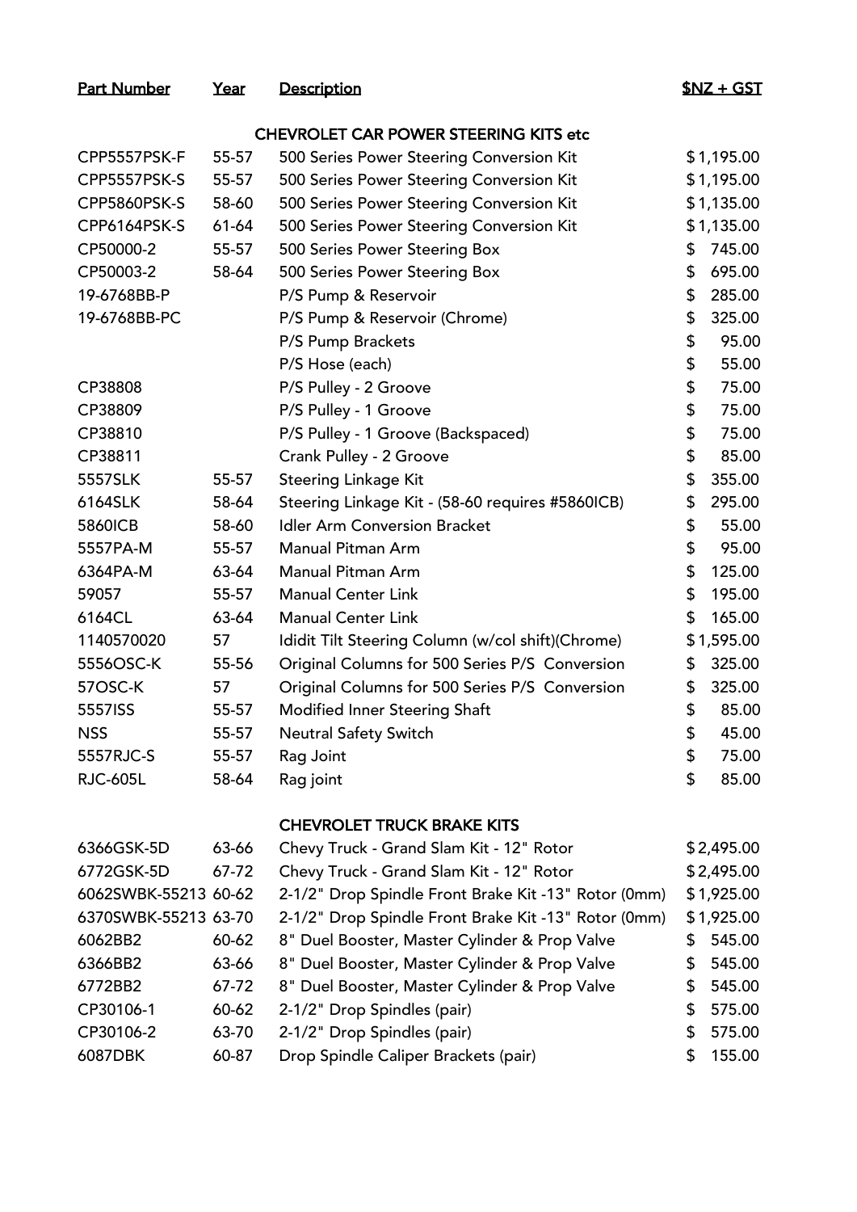| Part Number | Year | Description | $NZ + GST |
|---|---|---|---|
| | | **CHEVROLET CAR POWER STEERING KITS etc** | |
| CPP5557PSK-F | 55-57 | 500 Series Power Steering Conversion Kit | $1,195.00 |
| CPP5557PSK-S | 55-57 | 500 Series Power Steering Conversion Kit | $1,195.00 |
| CPP5860PSK-S | 58-60 | 500 Series Power Steering Conversion Kit | $1,135.00 |
| CPP6164PSK-S | 61-64 | 500 Series Power Steering Conversion Kit | $1,135.00 |
| CP50000-2 | 55-57 | 500 Series Power Steering Box | $ 745.00 |
| CP50003-2 | 58-64 | 500 Series Power Steering Box | $ 695.00 |
| 19-6768BB-P | | P/S Pump & Reservoir | $ 285.00 |
| 19-6768BB-PC | | P/S Pump & Reservoir (Chrome) | $ 325.00 |
| | | P/S Pump Brackets | $ 95.00 |
| | | P/S Hose (each) | $ 55.00 |
| CP38808 | | P/S Pulley - 2 Groove | $ 75.00 |
| CP38809 | | P/S Pulley - 1 Groove | $ 75.00 |
| CP38810 | | P/S Pulley - 1 Groove (Backspaced) | $ 75.00 |
| CP38811 | | Crank Pulley - 2 Groove | $ 85.00 |
| 5557SLK | 55-57 | Steering Linkage Kit | $ 355.00 |
| 6164SLK | 58-64 | Steering Linkage Kit - (58-60 requires #5860ICB) | $ 295.00 |
| 5860ICB | 58-60 | Idler Arm Conversion Bracket | $ 55.00 |
| 5557PA-M | 55-57 | Manual Pitman Arm | $ 95.00 |
| 6364PA-M | 63-64 | Manual Pitman Arm | $ 125.00 |
| 59057 | 55-57 | Manual Center Link | $ 195.00 |
| 6164CL | 63-64 | Manual Center Link | $ 165.00 |
| 1140570020 | 57 | Ididit Tilt Steering Column (w/col shift)(Chrome) | $1,595.00 |
| 5556OSC-K | 55-56 | Original Columns for 500 Series P/S Conversion | $ 325.00 |
| 57OSC-K | 57 | Original Columns for 500 Series P/S Conversion | $ 325.00 |
| 5557ISS | 55-57 | Modified Inner Steering Shaft | $ 85.00 |
| NSS | 55-57 | Neutral Safety Switch | $ 45.00 |
| 5557RJC-S | 55-57 | Rag Joint | $ 75.00 |
| RJC-605L | 58-64 | Rag joint | $ 85.00 |
| | | **CHEVROLET TRUCK BRAKE KITS** | |
| 6366GSK-5D | 63-66 | Chevy Truck - Grand Slam Kit - 12" Rotor | $2,495.00 |
| 6772GSK-5D | 67-72 | Chevy Truck - Grand Slam Kit - 12" Rotor | $2,495.00 |
| 6062SWBK-55213 | 60-62 | 2-1/2" Drop Spindle Front Brake Kit -13" Rotor (0mm) | $1,925.00 |
| 6370SWBK-55213 | 63-70 | 2-1/2" Drop Spindle Front Brake Kit -13" Rotor (0mm) | $1,925.00 |
| 6062BB2 | 60-62 | 8" Duel Booster, Master Cylinder & Prop Valve | $ 545.00 |
| 6366BB2 | 63-66 | 8" Duel Booster, Master Cylinder & Prop Valve | $ 545.00 |
| 6772BB2 | 67-72 | 8" Duel Booster, Master Cylinder & Prop Valve | $ 545.00 |
| CP30106-1 | 60-62 | 2-1/2" Drop Spindles (pair) | $ 575.00 |
| CP30106-2 | 63-70 | 2-1/2" Drop Spindles (pair) | $ 575.00 |
| 6087DBK | 60-87 | Drop Spindle Caliper Brackets (pair) | $ 155.00 |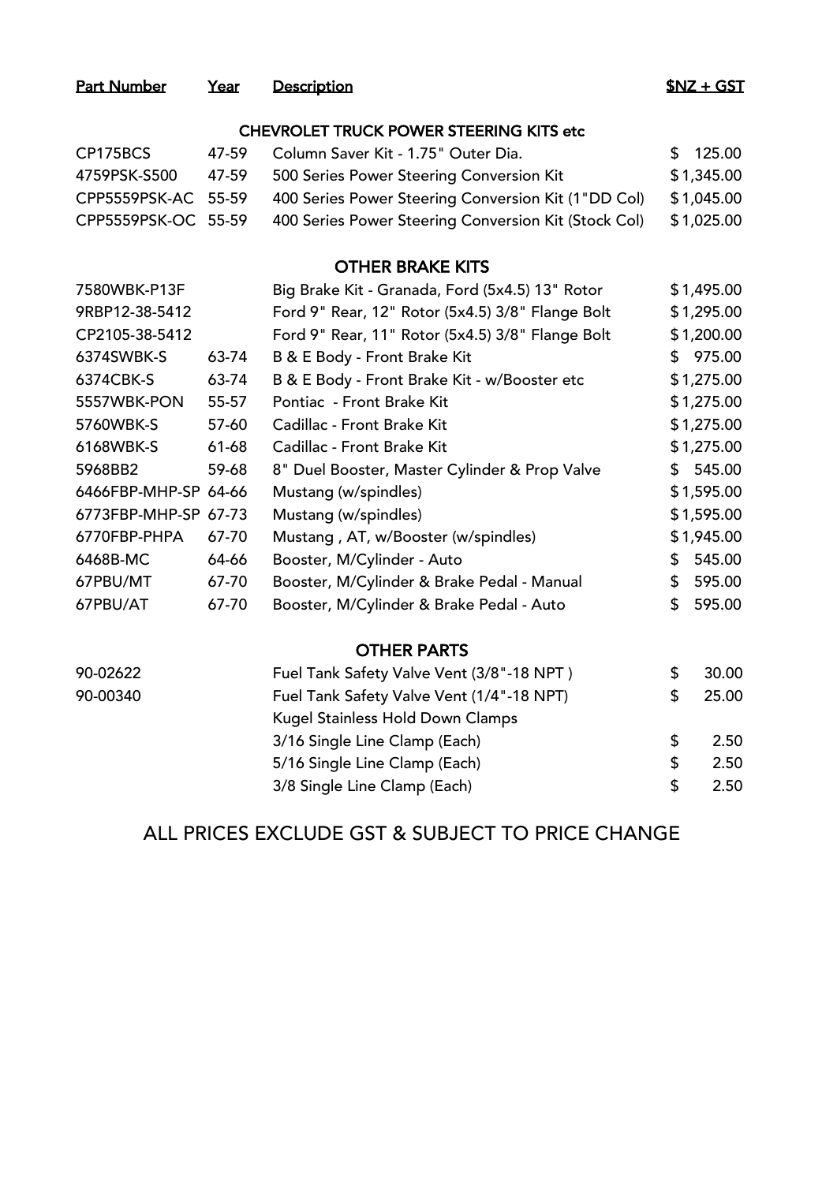| Part Number | Year | Description | $NZ + GST |
|---|---|---|---|
| | | **CHEVROLET TRUCK POWER STEERING KITS etc** | |
| CP175BCS | 47-59 | Column Saver Kit - 1.75" Outer Dia. | $ 125.00 |
| 4759PSK-S500 | 47-59 | 500 Series Power Steering Conversion Kit | $1,345.00 |
| CPP5559PSK-AC | 55-59 | 400 Series Power Steering Conversion Kit (1"DD Col) | $1,045.00 |
| CPP5559PSK-OC | 55-59 | 400 Series Power Steering Conversion Kit (Stock Col) | $1,025.00 |
| | | **OTHER BRAKE KITS** | |
| 7580WBK-P13F | | Big Brake Kit - Granada, Ford (5x4.5) 13" Rotor | $1,495.00 |
| 9RBP12-38-5412 | | Ford 9" Rear, 12" Rotor (5x4.5) 3/8" Flange Bolt | $1,295.00 |
| CP2105-38-5412 | | Ford 9" Rear, 11" Rotor (5x4.5) 3/8" Flange Bolt | $1,200.00 |
| 6374SWBK-S | 63-74 | B & E Body - Front Brake Kit | $ 975.00 |
| 6374CBK-S | 63-74 | B & E Body - Front Brake Kit - w/Booster etc | $1,275.00 |
| 5557WBK-PON | 55-57 | Pontiac - Front Brake Kit | $1,275.00 |
| 5760WBK-S | 57-60 | Cadillac - Front Brake Kit | $1,275.00 |
| 6168WBK-S | 61-68 | Cadillac - Front Brake Kit | $1,275.00 |
| 5968BB2 | 59-68 | 8" Duel Booster, Master Cylinder & Prop Valve | $ 545.00 |
| 6466FBP-MHP-SP | 64-66 | Mustang (w/spindles) | $1,595.00 |
| 6773FBP-MHP-SP | 67-73 | Mustang (w/spindles) | $1,595.00 |
| 6770FBP-PHPA | 67-70 | Mustang , AT, w/Booster (w/spindles) | $1,945.00 |
| 6468B-MC | 64-66 | Booster, M/Cylinder - Auto | $ 545.00 |
| 67PBU/MT | 67-70 | Booster, M/Cylinder & Brake Pedal - Manual | $ 595.00 |
| 67PBU/AT | 67-70 | Booster, M/Cylinder & Brake Pedal - Auto | $ 595.00 |
| | | **OTHER PARTS** | |
| 90-02622 | | Fuel Tank Safety Valve Vent (3/8"-18 NPT ) | $ 30.00 |
| 90-00340 | | Fuel Tank Safety Valve Vent (1/4"-18 NPT) | $ 25.00 |
| | | Kugel Stainless Hold Down Clamps | |
| | | 3/16 Single Line Clamp (Each) | $ 2.50 |
| | | 5/16 Single Line Clamp (Each) | $ 2.50 |
| | | 3/8 Single Line Clamp (Each) | $ 2.50 |

ALL PRICES EXCLUDE GST & SUBJECT TO PRICE CHANGE